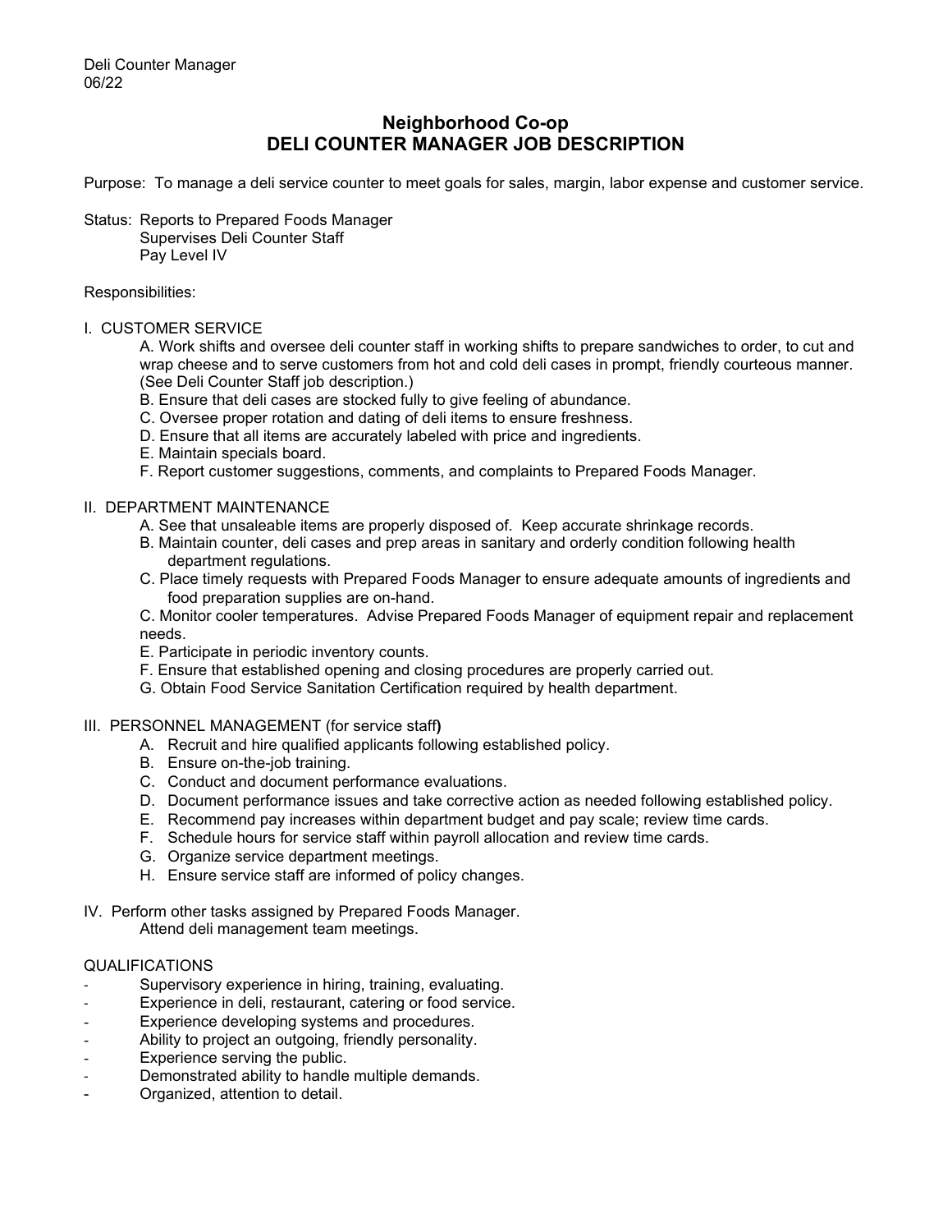Deli Counter Manager
06/22

# Neighborhood Co-op
## DELI COUNTER MANAGER JOB DESCRIPTION

Purpose: To manage a deli service counter to meet goals for sales, margin, labor expense and customer service.

Status: Reports to Prepared Foods Manager
Supervises Deli Counter Staff
Pay Level IV

Responsibilities:

I. CUSTOMER SERVICE

A. Work shifts and oversee deli counter staff in working shifts to prepare sandwiches to order, to cut and wrap cheese and to serve customers from hot and cold deli cases in prompt, friendly courteous manner. (See Deli Counter Staff job description.)
B. Ensure that deli cases are stocked fully to give feeling of abundance.
C. Oversee proper rotation and dating of deli items to ensure freshness.
D. Ensure that all items are accurately labeled with price and ingredients.
E. Maintain specials board.
F. Report customer suggestions, comments, and complaints to Prepared Foods Manager.

II. DEPARTMENT MAINTENANCE

A. See that unsaleable items are properly disposed of. Keep accurate shrinkage records.
B. Maintain counter, deli cases and prep areas in sanitary and orderly condition following health department regulations.
C. Place timely requests with Prepared Foods Manager to ensure adequate amounts of ingredients and food preparation supplies are on-hand.
C. Monitor cooler temperatures. Advise Prepared Foods Manager of equipment repair and replacement needs.
E. Participate in periodic inventory counts.
F. Ensure that established opening and closing procedures are properly carried out.
G. Obtain Food Service Sanitation Certification required by health department.

III. PERSONNEL MANAGEMENT (for service staff)

A. Recruit and hire qualified applicants following established policy.
B. Ensure on-the-job training.
C. Conduct and document performance evaluations.
D. Document performance issues and take corrective action as needed following established policy.
E. Recommend pay increases within department budget and pay scale; review time cards.
F. Schedule hours for service staff within payroll allocation and review time cards.
G. Organize service department meetings.
H. Ensure service staff are informed of policy changes.

IV. Perform other tasks assigned by Prepared Foods Manager.
Attend deli management team meetings.

QUALIFICATIONS

- Supervisory experience in hiring, training, evaluating.
- Experience in deli, restaurant, catering or food service.
- Experience developing systems and procedures.
- Ability to project an outgoing, friendly personality.
- Experience serving the public.
- Demonstrated ability to handle multiple demands.
- Organized, attention to detail.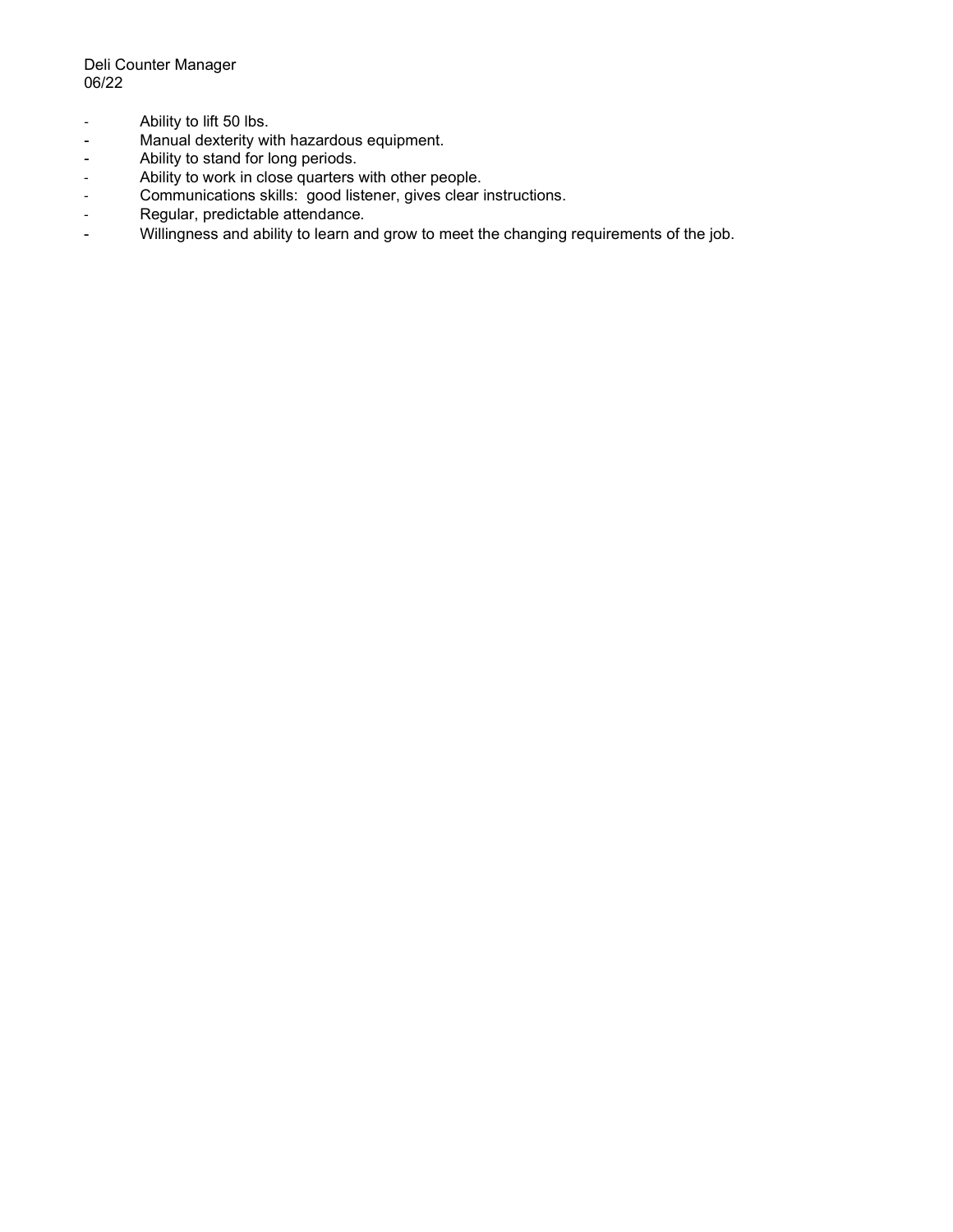- Ability to lift 50 lbs.
- Manual dexterity with hazardous equipment.
- Ability to stand for long periods.
- Ability to work in close quarters with other people.
- Communications skills: good listener, gives clear instructions.
- Regular, predictable attendance.
- Willingness and ability to learn and grow to meet the changing requirements of the job.